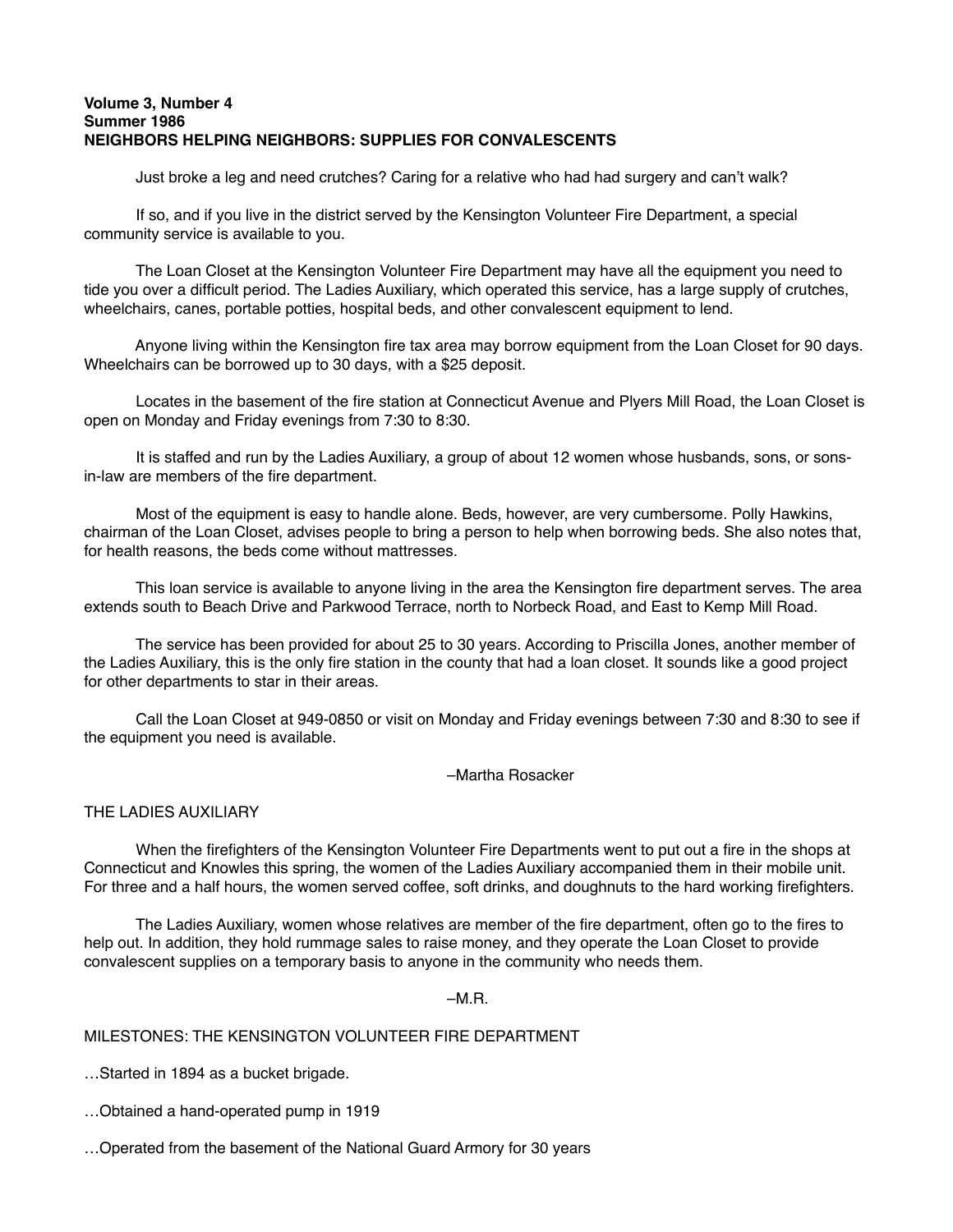**Volume 3, Number 4**
**Summer 1986**
**NEIGHBORS HELPING NEIGHBORS: SUPPLIES FOR CONVALESCENTS**

Just broke a leg and need crutches? Caring for a relative who had had surgery and can't walk?

If so, and if you live in the district served by the Kensington Volunteer Fire Department, a special community service is available to you.

The Loan Closet at the Kensington Volunteer Fire Department may have all the equipment you need to tide you over a difficult period. The Ladies Auxiliary, which operated this service, has a large supply of crutches, wheelchairs, canes, portable potties, hospital beds, and other convalescent equipment to lend.

Anyone living within the Kensington fire tax area may borrow equipment from the Loan Closet for 90 days. Wheelchairs can be borrowed up to 30 days, with a $25 deposit.

Locates in the basement of the fire station at Connecticut Avenue and Plyers Mill Road, the Loan Closet is open on Monday and Friday evenings from 7:30 to 8:30.

It is staffed and run by the Ladies Auxiliary, a group of about 12 women whose husbands, sons, or sons-in-law are members of the fire department.

Most of the equipment is easy to handle alone. Beds, however, are very cumbersome. Polly Hawkins, chairman of the Loan Closet, advises people to bring a person to help when borrowing beds. She also notes that, for health reasons, the beds come without mattresses.

This loan service is available to anyone living in the area the Kensington fire department serves. The area extends south to Beach Drive and Parkwood Terrace, north to Norbeck Road, and East to Kemp Mill Road.

The service has been provided for about 25 to 30 years. According to Priscilla Jones, another member of the Ladies Auxiliary, this is the only fire station in the county that had a loan closet. It sounds like a good project for other departments to star in their areas.

Call the Loan Closet at 949-0850 or visit on Monday and Friday evenings between 7:30 and 8:30 to see if the equipment you need is available.

–Martha Rosacker

THE LADIES AUXILIARY

When the firefighters of the Kensington Volunteer Fire Departments went to put out a fire in the shops at Connecticut and Knowles this spring, the women of the Ladies Auxiliary accompanied them in their mobile unit. For three and a half hours, the women served coffee, soft drinks, and doughnuts to the hard working firefighters.

The Ladies Auxiliary, women whose relatives are member of the fire department, often go to the fires to help out. In addition, they hold rummage sales to raise money, and they operate the Loan Closet to provide convalescent supplies on a temporary basis to anyone in the community who needs them.

–M.R.

MILESTONES: THE KENSINGTON VOLUNTEER FIRE DEPARTMENT

…Started in 1894 as a bucket brigade.

…Obtained a hand-operated pump in 1919

…Operated from the basement of the National Guard Armory for 30 years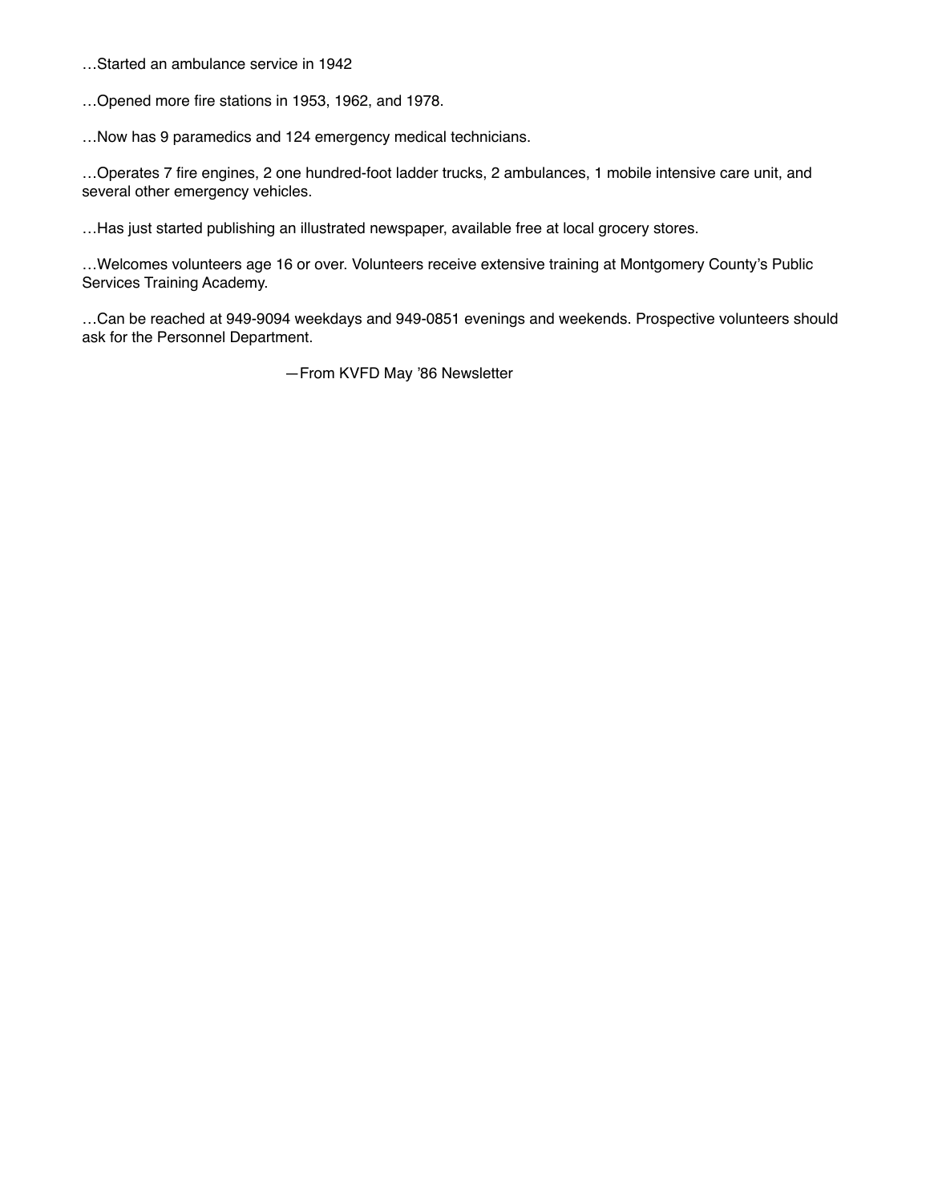…Started an ambulance service in 1942

…Opened more fire stations in 1953, 1962, and 1978.

…Now has 9 paramedics and 124 emergency medical technicians.

…Operates 7 fire engines, 2 one hundred-foot ladder trucks, 2 ambulances, 1 mobile intensive care unit, and several other emergency vehicles.

…Has just started publishing an illustrated newspaper, available free at local grocery stores.

…Welcomes volunteers age 16 or over. Volunteers receive extensive training at Montgomery County's Public Services Training Academy.

…Can be reached at 949-9094 weekdays and 949-0851 evenings and weekends. Prospective volunteers should ask for the Personnel Department.

—From KVFD May '86 Newsletter